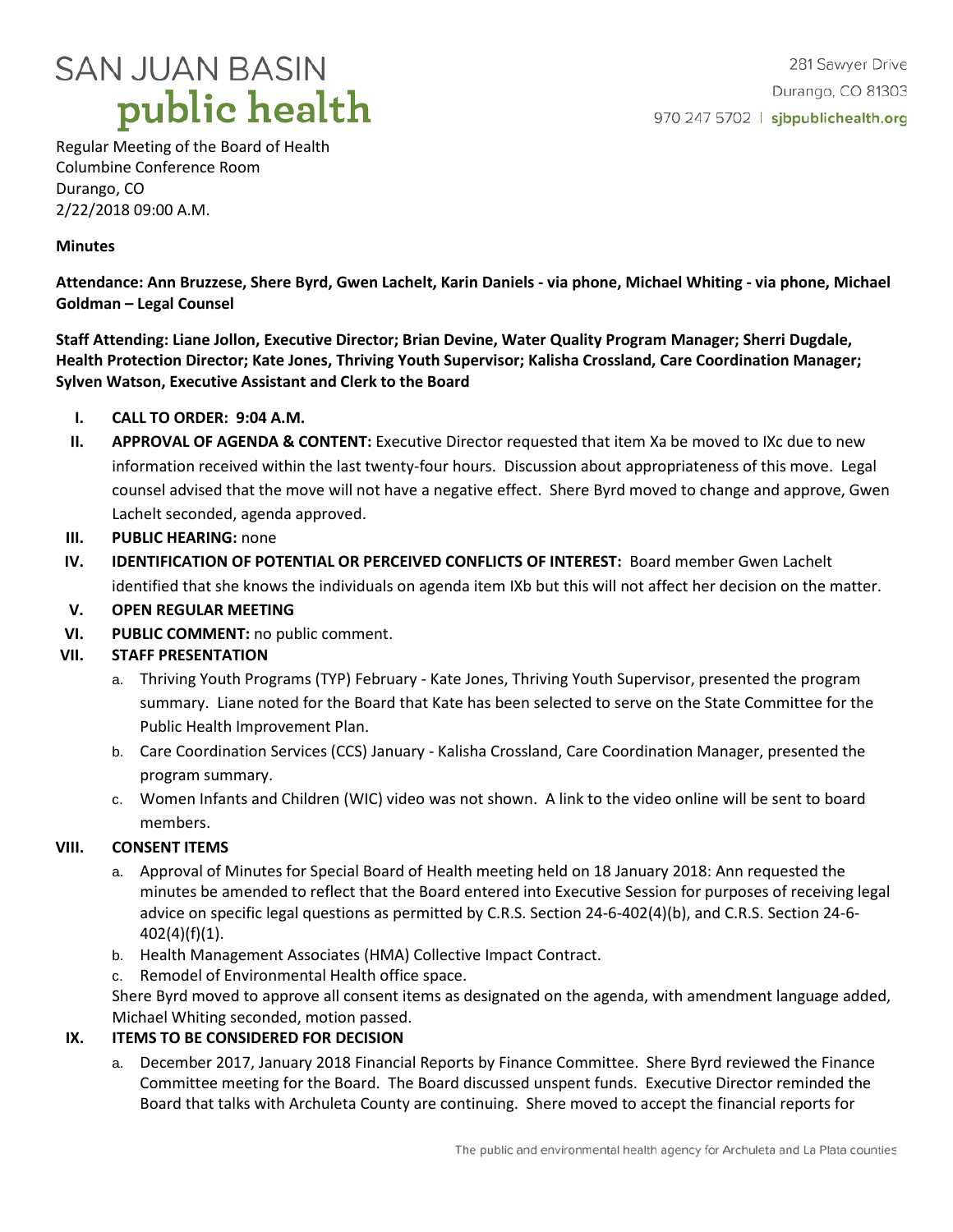# SAN JUAN BASIN public health

281 Sawyer Drive
Durango, CO 81303
970 247 5702 | sjbpublichealth.org

Regular Meeting of the Board of Health
Columbine Conference Room
Durango, CO
2/22/2018 09:00 A.M.

**Minutes**

**Attendance: Ann Bruzzese, Shere Byrd, Gwen Lachelt, Karin Daniels - via phone, Michael Whiting - via phone, Michael Goldman – Legal Counsel**

**Staff Attending: Liane Jollon, Executive Director; Brian Devine, Water Quality Program Manager; Sherri Dugdale, Health Protection Director; Kate Jones, Thriving Youth Supervisor; Kalisha Crossland, Care Coordination Manager; Sylven Watson, Executive Assistant and Clerk to the Board**

I. **CALL TO ORDER: 9:04 A.M.**

II. **APPROVAL OF AGENDA & CONTENT:** Executive Director requested that item Xa be moved to IXc due to new information received within the last twenty-four hours. Discussion about appropriateness of this move. Legal counsel advised that the move will not have a negative effect. Shere Byrd moved to change and approve, Gwen Lachelt seconded, agenda approved.

III. **PUBLIC HEARING:** none

IV. **IDENTIFICATION OF POTENTIAL OR PERCEIVED CONFLICTS OF INTEREST:** Board member Gwen Lachelt identified that she knows the individuals on agenda item IXb but this will not affect her decision on the matter.

V. **OPEN REGULAR MEETING**

VI. **PUBLIC COMMENT:** no public comment.

VII. **STAFF PRESENTATION**

   a. Thriving Youth Programs (TYP) February - Kate Jones, Thriving Youth Supervisor, presented the program summary. Liane noted for the Board that Kate has been selected to serve on the State Committee for the Public Health Improvement Plan.

   b. Care Coordination Services (CCS) January - Kalisha Crossland, Care Coordination Manager, presented the program summary.

   c. Women Infants and Children (WIC) video was not shown. A link to the video online will be sent to board members.

VIII. **CONSENT ITEMS**

   a. Approval of Minutes for Special Board of Health meeting held on 18 January 2018: Ann requested the minutes be amended to reflect that the Board entered into Executive Session for purposes of receiving legal advice on specific legal questions as permitted by C.R.S. Section 24-6-402(4)(b), and C.R.S. Section 24-6-402(4)(f)(1).

   b. Health Management Associates (HMA) Collective Impact Contract.

   c. Remodel of Environmental Health office space.

   Shere Byrd moved to approve all consent items as designated on the agenda, with amendment language added, Michael Whiting seconded, motion passed.

IX. **ITEMS TO BE CONSIDERED FOR DECISION**

   a. December 2017, January 2018 Financial Reports by Finance Committee. Shere Byrd reviewed the Finance Committee meeting for the Board. The Board discussed unspent funds. Executive Director reminded the Board that talks with Archuleta County are continuing. Shere moved to accept the financial reports for

The public and environmental health agency for Archuleta and La Plata counties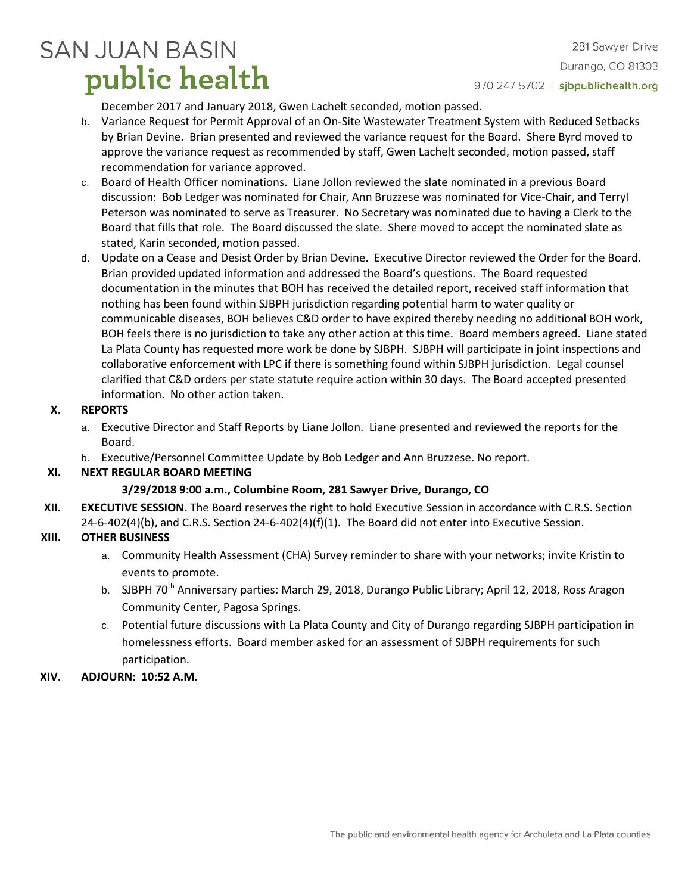December 2017 and January 2018, Gwen Lachelt seconded, motion passed.

b. Variance Request for Permit Approval of an On-Site Wastewater Treatment System with Reduced Setbacks by Brian Devine. Brian presented and reviewed the variance request for the Board. Shere Byrd moved to approve the variance request as recommended by staff, Gwen Lachelt seconded, motion passed, staff recommendation for variance approved.

c. Board of Health Officer nominations. Liane Jollon reviewed the slate nominated in a previous Board discussion: Bob Ledger was nominated for Chair, Ann Bruzzese was nominated for Vice-Chair, and Terryl Peterson was nominated to serve as Treasurer. No Secretary was nominated due to having a Clerk to the Board that fills that role. The Board discussed the slate. Shere moved to accept the nominated slate as stated, Karin seconded, motion passed.

d. Update on a Cease and Desist Order by Brian Devine. Executive Director reviewed the Order for the Board. Brian provided updated information and addressed the Board's questions. The Board requested documentation in the minutes that BOH has received the detailed report, received staff information that nothing has been found within SJBPH jurisdiction regarding potential harm to water quality or communicable diseases, BOH believes C&D order to have expired thereby needing no additional BOH work, BOH feels there is no jurisdiction to take any other action at this time. Board members agreed. Liane stated La Plata County has requested more work be done by SJBPH. SJBPH will participate in joint inspections and collaborative enforcement with LPC if there is something found within SJBPH jurisdiction. Legal counsel clarified that C&D orders per state statute require action within 30 days. The Board accepted presented information. No other action taken.

**X. REPORTS**

a. Executive Director and Staff Reports by Liane Jollon. Liane presented and reviewed the reports for the Board.

b. Executive/Personnel Committee Update by Bob Ledger and Ann Bruzzese. No report.

**XI. NEXT REGULAR BOARD MEETING**

**3/29/2018 9:00 a.m., Columbine Room, 281 Sawyer Drive, Durango, CO**

**XII. EXECUTIVE SESSION.** The Board reserves the right to hold Executive Session in accordance with C.R.S. Section 24-6-402(4)(b), and C.R.S. Section 24-6-402(4)(f)(1). The Board did not enter into Executive Session.

**XIII. OTHER BUSINESS**

a. Community Health Assessment (CHA) Survey reminder to share with your networks; invite Kristin to events to promote.

b. SJBPH 70th Anniversary parties: March 29, 2018, Durango Public Library; April 12, 2018, Ross Aragon Community Center, Pagosa Springs.

c. Potential future discussions with La Plata County and City of Durango regarding SJBPH participation in homelessness efforts. Board member asked for an assessment of SJBPH requirements for such participation.

**XIV. ADJOURN: 10:52 A.M.**